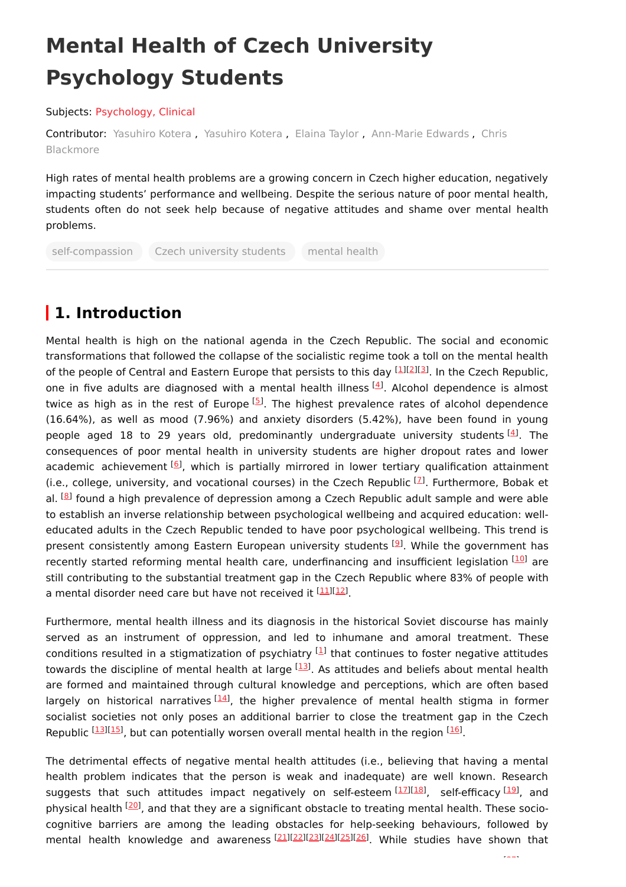# Mental Health of Czech University Psychology Students

Subjects: Psychology, Clinical

Contributor: Yasuhiro Kotera , Yasuhiro Kotera , Elaina Taylor , Ann-Marie Edwards , Chris Blackmore

High rates of mental health problems are a growing concern in Czech higher education, negatively impacting students' performance and wellbeing. Despite the serious nature of poor mental health, students often do not seek help because of negative attitudes and shame over mental health problems.

self-compassion    Czech university students    mental health

## 1. Introduction

Mental health is high on the national agenda in the Czech Republic. The social and economic transformations that followed the collapse of the socialistic regime took a toll on the mental health of the people of Central and Eastern Europe that persists to this day [1][2][3]. In the Czech Republic, one in five adults are diagnosed with a mental health illness [4]. Alcohol dependence is almost twice as high as in the rest of Europe [5]. The highest prevalence rates of alcohol dependence (16.64%), as well as mood (7.96%) and anxiety disorders (5.42%), have been found in young people aged 18 to 29 years old, predominantly undergraduate university students [4]. The consequences of poor mental health in university students are higher dropout rates and lower academic achievement [6], which is partially mirrored in lower tertiary qualification attainment (i.e., college, university, and vocational courses) in the Czech Republic [7]. Furthermore, Bobak et al. [8] found a high prevalence of depression among a Czech Republic adult sample and were able to establish an inverse relationship between psychological wellbeing and acquired education: well-educated adults in the Czech Republic tended to have poor psychological wellbeing. This trend is present consistently among Eastern European university students [9]. While the government has recently started reforming mental health care, underfinancing and insufficient legislation [10] are still contributing to the substantial treatment gap in the Czech Republic where 83% of people with a mental disorder need care but have not received it [11][12].

Furthermore, mental health illness and its diagnosis in the historical Soviet discourse has mainly served as an instrument of oppression, and led to inhumane and amoral treatment. These conditions resulted in a stigmatization of psychiatry [1] that continues to foster negative attitudes towards the discipline of mental health at large [13]. As attitudes and beliefs about mental health are formed and maintained through cultural knowledge and perceptions, which are often based largely on historical narratives [14], the higher prevalence of mental health stigma in former socialist societies not only poses an additional barrier to close the treatment gap in the Czech Republic [13][15], but can potentially worsen overall mental health in the region [16].

The detrimental effects of negative mental health attitudes (i.e., believing that having a mental health problem indicates that the person is weak and inadequate) are well known. Research suggests that such attitudes impact negatively on self-esteem [17][18], self-efficacy [19], and physical health [20], and that they are a significant obstacle to treating mental health. These socio-cognitive barriers are among the leading obstacles for help-seeking behaviours, followed by mental health knowledge and awareness [21][22][23][24][25][26]. While studies have shown that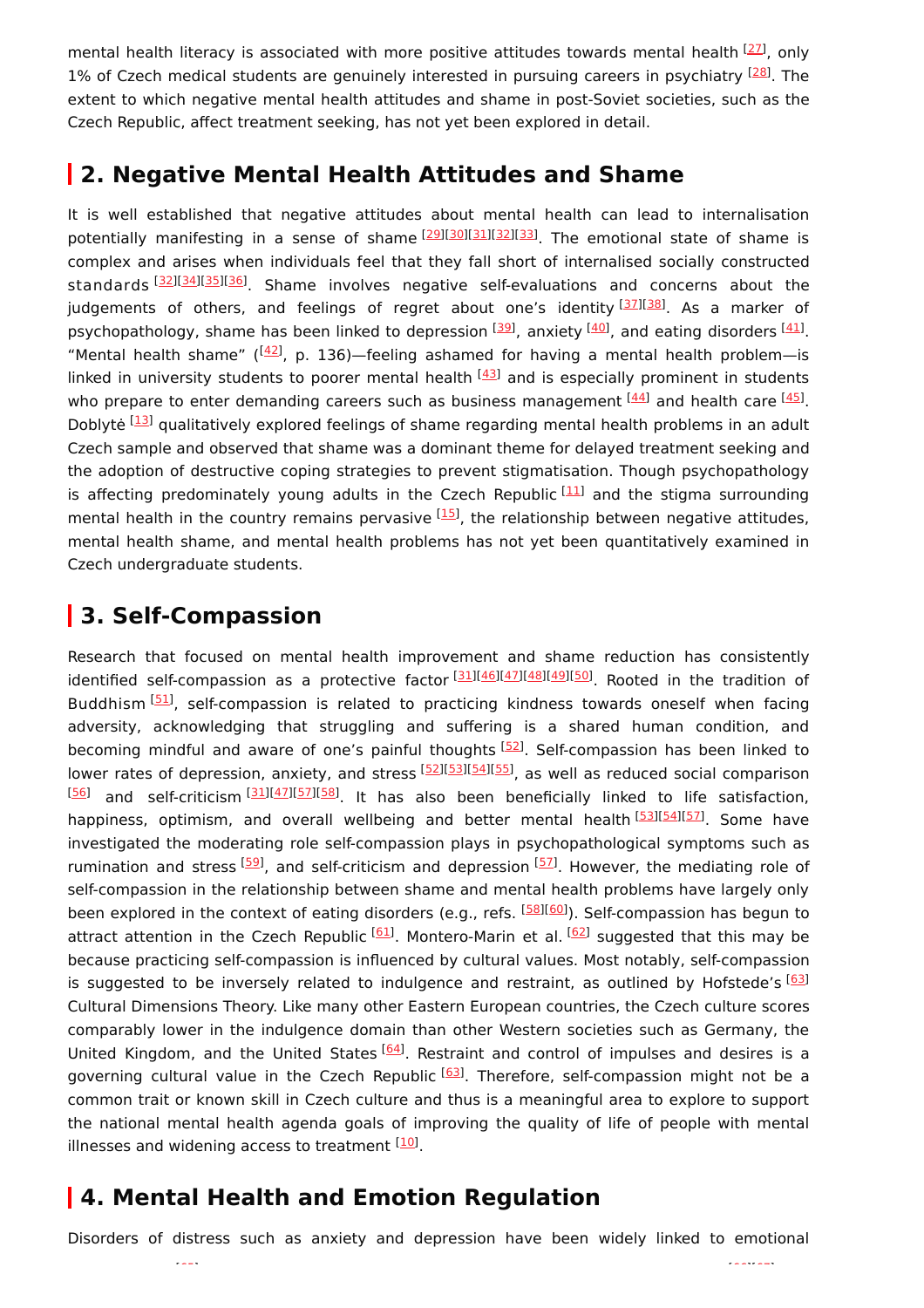mental health literacy is associated with more positive attitudes towards mental health [27], only 1% of Czech medical students are genuinely interested in pursuing careers in psychiatry [28]. The extent to which negative mental health attitudes and shame in post-Soviet societies, such as the Czech Republic, affect treatment seeking, has not yet been explored in detail.

## 2. Negative Mental Health Attitudes and Shame

It is well established that negative attitudes about mental health can lead to internalisation potentially manifesting in a sense of shame [29][30][31][32][33]. The emotional state of shame is complex and arises when individuals feel that they fall short of internalised socially constructed standards [32][34][35][36]. Shame involves negative self-evaluations and concerns about the judgements of others, and feelings of regret about one's identity [37][38]. As a marker of psychopathology, shame has been linked to depression [39], anxiety [40], and eating disorders [41]. "Mental health shame" ([42], p. 136)—feeling ashamed for having a mental health problem—is linked in university students to poorer mental health [43] and is especially prominent in students who prepare to enter demanding careers such as business management [44] and health care [45]. Doblytė [13] qualitatively explored feelings of shame regarding mental health problems in an adult Czech sample and observed that shame was a dominant theme for delayed treatment seeking and the adoption of destructive coping strategies to prevent stigmatisation. Though psychopathology is affecting predominately young adults in the Czech Republic [11] and the stigma surrounding mental health in the country remains pervasive [15], the relationship between negative attitudes, mental health shame, and mental health problems has not yet been quantitatively examined in Czech undergraduate students.

## 3. Self-Compassion

Research that focused on mental health improvement and shame reduction has consistently identified self-compassion as a protective factor [31][46][47][48][49][50]. Rooted in the tradition of Buddhism [51], self-compassion is related to practicing kindness towards oneself when facing adversity, acknowledging that struggling and suffering is a shared human condition, and becoming mindful and aware of one's painful thoughts [52]. Self-compassion has been linked to lower rates of depression, anxiety, and stress [52][53][54][55], as well as reduced social comparison [56] and self-criticism [31][47][57][58]. It has also been beneficially linked to life satisfaction, happiness, optimism, and overall wellbeing and better mental health [53][54][57]. Some have investigated the moderating role self-compassion plays in psychopathological symptoms such as rumination and stress [59], and self-criticism and depression [57]. However, the mediating role of self-compassion in the relationship between shame and mental health problems have largely only been explored in the context of eating disorders (e.g., refs. [58][60]). Self-compassion has begun to attract attention in the Czech Republic [61]. Montero-Marin et al. [62] suggested that this may be because practicing self-compassion is influenced by cultural values. Most notably, self-compassion is suggested to be inversely related to indulgence and restraint, as outlined by Hofstede's [63] Cultural Dimensions Theory. Like many other Eastern European countries, the Czech culture scores comparably lower in the indulgence domain than other Western societies such as Germany, the United Kingdom, and the United States [64]. Restraint and control of impulses and desires is a governing cultural value in the Czech Republic [63]. Therefore, self-compassion might not be a common trait or known skill in Czech culture and thus is a meaningful area to explore to support the national mental health agenda goals of improving the quality of life of people with mental illnesses and widening access to treatment [10].

## 4. Mental Health and Emotion Regulation

Disorders of distress such as anxiety and depression have been widely linked to emotional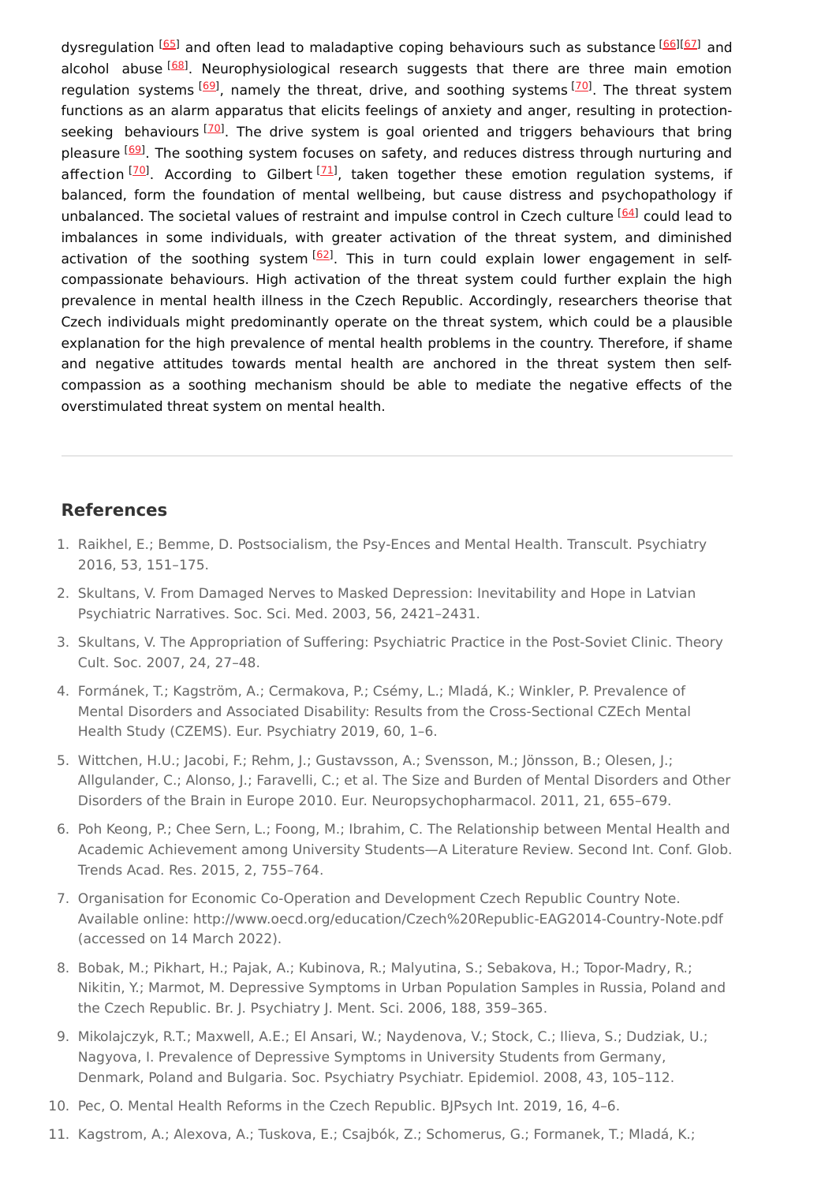dysregulation [65] and often lead to maladaptive coping behaviours such as substance [66][67] and alcohol abuse [68]. Neurophysiological research suggests that there are three main emotion regulation systems [69], namely the threat, drive, and soothing systems [70]. The threat system functions as an alarm apparatus that elicits feelings of anxiety and anger, resulting in protection-seeking behaviours [70]. The drive system is goal oriented and triggers behaviours that bring pleasure [69]. The soothing system focuses on safety, and reduces distress through nurturing and affection [70]. According to Gilbert [71], taken together these emotion regulation systems, if balanced, form the foundation of mental wellbeing, but cause distress and psychopathology if unbalanced. The societal values of restraint and impulse control in Czech culture [64] could lead to imbalances in some individuals, with greater activation of the threat system, and diminished activation of the soothing system [62]. This in turn could explain lower engagement in self-compassionate behaviours. High activation of the threat system could further explain the high prevalence in mental health illness in the Czech Republic. Accordingly, researchers theorise that Czech individuals might predominantly operate on the threat system, which could be a plausible explanation for the high prevalence of mental health problems in the country. Therefore, if shame and negative attitudes towards mental health are anchored in the threat system then self-compassion as a soothing mechanism should be able to mediate the negative effects of the overstimulated threat system on mental health.

---

## References

1. Raikhel, E.; Bemme, D. Postsocialism, the Psy-Ences and Mental Health. Transcult. Psychiatry 2016, 53, 151–175.
2. Skultans, V. From Damaged Nerves to Masked Depression: Inevitability and Hope in Latvian Psychiatric Narratives. Soc. Sci. Med. 2003, 56, 2421–2431.
3. Skultans, V. The Appropriation of Suffering: Psychiatric Practice in the Post-Soviet Clinic. Theory Cult. Soc. 2007, 24, 27–48.
4. Formánek, T.; Kagström, A.; Cermakova, P.; Csémy, L.; Mladá, K.; Winkler, P. Prevalence of Mental Disorders and Associated Disability: Results from the Cross-Sectional CZEch Mental Health Study (CZEMS). Eur. Psychiatry 2019, 60, 1–6.
5. Wittchen, H.U.; Jacobi, F.; Rehm, J.; Gustavsson, A.; Svensson, M.; Jönsson, B.; Olesen, J.; Allgulander, C.; Alonso, J.; Faravelli, C.; et al. The Size and Burden of Mental Disorders and Other Disorders of the Brain in Europe 2010. Eur. Neuropsychopharmacol. 2011, 21, 655–679.
6. Poh Keong, P.; Chee Sern, L.; Foong, M.; Ibrahim, C. The Relationship between Mental Health and Academic Achievement among University Students—A Literature Review. Second Int. Conf. Glob. Trends Acad. Res. 2015, 2, 755–764.
7. Organisation for Economic Co-Operation and Development Czech Republic Country Note. Available online: http://www.oecd.org/education/Czech%20Republic-EAG2014-Country-Note.pdf (accessed on 14 March 2022).
8. Bobak, M.; Pikhart, H.; Pajak, A.; Kubinova, R.; Malyutina, S.; Sebakova, H.; Topor-Madry, R.; Nikitin, Y.; Marmot, M. Depressive Symptoms in Urban Population Samples in Russia, Poland and the Czech Republic. Br. J. Psychiatry J. Ment. Sci. 2006, 188, 359–365.
9. Mikolajczyk, R.T.; Maxwell, A.E.; El Ansari, W.; Naydenova, V.; Stock, C.; Ilieva, S.; Dudziak, U.; Nagyova, I. Prevalence of Depressive Symptoms in University Students from Germany, Denmark, Poland and Bulgaria. Soc. Psychiatry Psychiatr. Epidemiol. 2008, 43, 105–112.
10. Pec, O. Mental Health Reforms in the Czech Republic. BJPsych Int. 2019, 16, 4–6.
11. Kagstrom, A.; Alexova, A.; Tuskova, E.; Csajbók, Z.; Schomerus, G.; Formanek, T.; Mladá, K.;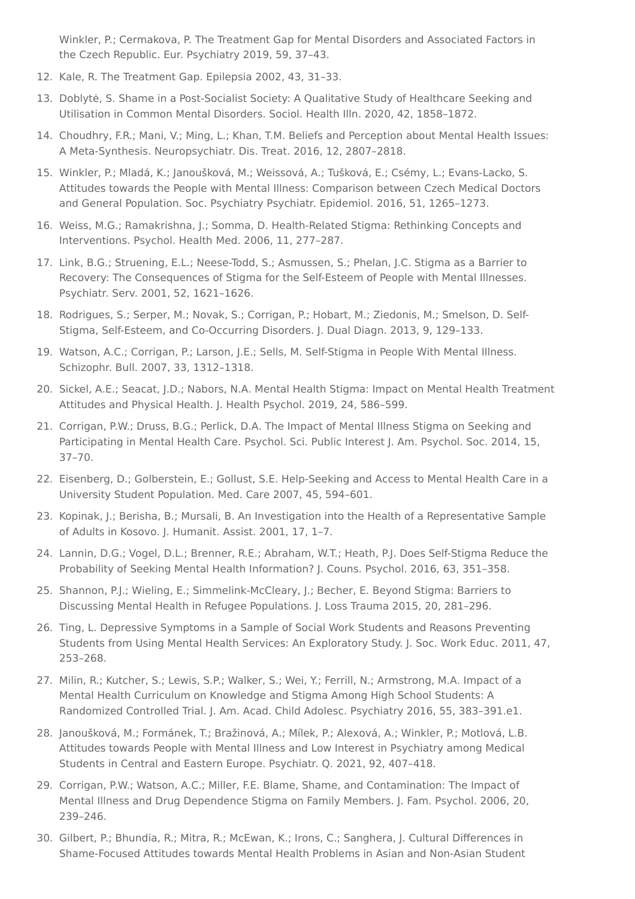Winkler, P.; Cermakova, P. The Treatment Gap for Mental Disorders and Associated Factors in the Czech Republic. Eur. Psychiatry 2019, 59, 37–43.

12. Kale, R. The Treatment Gap. Epilepsia 2002, 43, 31–33.
13. Doblytė, S. Shame in a Post-Socialist Society: A Qualitative Study of Healthcare Seeking and Utilisation in Common Mental Disorders. Sociol. Health Illn. 2020, 42, 1858–1872.
14. Choudhry, F.R.; Mani, V.; Ming, L.; Khan, T.M. Beliefs and Perception about Mental Health Issues: A Meta-Synthesis. Neuropsychiatr. Dis. Treat. 2016, 12, 2807–2818.
15. Winkler, P.; Mladá, K.; Janoušková, M.; Weissová, A.; Tušková, E.; Csémy, L.; Evans-Lacko, S. Attitudes towards the People with Mental Illness: Comparison between Czech Medical Doctors and General Population. Soc. Psychiatry Psychiatr. Epidemiol. 2016, 51, 1265–1273.
16. Weiss, M.G.; Ramakrishna, J.; Somma, D. Health-Related Stigma: Rethinking Concepts and Interventions. Psychol. Health Med. 2006, 11, 277–287.
17. Link, B.G.; Struening, E.L.; Neese-Todd, S.; Asmussen, S.; Phelan, J.C. Stigma as a Barrier to Recovery: The Consequences of Stigma for the Self-Esteem of People with Mental Illnesses. Psychiatr. Serv. 2001, 52, 1621–1626.
18. Rodrigues, S.; Serper, M.; Novak, S.; Corrigan, P.; Hobart, M.; Ziedonis, M.; Smelson, D. Self-Stigma, Self-Esteem, and Co-Occurring Disorders. J. Dual Diagn. 2013, 9, 129–133.
19. Watson, A.C.; Corrigan, P.; Larson, J.E.; Sells, M. Self-Stigma in People With Mental Illness. Schizophr. Bull. 2007, 33, 1312–1318.
20. Sickel, A.E.; Seacat, J.D.; Nabors, N.A. Mental Health Stigma: Impact on Mental Health Treatment Attitudes and Physical Health. J. Health Psychol. 2019, 24, 586–599.
21. Corrigan, P.W.; Druss, B.G.; Perlick, D.A. The Impact of Mental Illness Stigma on Seeking and Participating in Mental Health Care. Psychol. Sci. Public Interest J. Am. Psychol. Soc. 2014, 15, 37–70.
22. Eisenberg, D.; Golberstein, E.; Gollust, S.E. Help-Seeking and Access to Mental Health Care in a University Student Population. Med. Care 2007, 45, 594–601.
23. Kopinak, J.; Berisha, B.; Mursali, B. An Investigation into the Health of a Representative Sample of Adults in Kosovo. J. Humanit. Assist. 2001, 17, 1–7.
24. Lannin, D.G.; Vogel, D.L.; Brenner, R.E.; Abraham, W.T.; Heath, P.J. Does Self-Stigma Reduce the Probability of Seeking Mental Health Information? J. Couns. Psychol. 2016, 63, 351–358.
25. Shannon, P.J.; Wieling, E.; Simmelink-McCleary, J.; Becher, E. Beyond Stigma: Barriers to Discussing Mental Health in Refugee Populations. J. Loss Trauma 2015, 20, 281–296.
26. Ting, L. Depressive Symptoms in a Sample of Social Work Students and Reasons Preventing Students from Using Mental Health Services: An Exploratory Study. J. Soc. Work Educ. 2011, 47, 253–268.
27. Milin, R.; Kutcher, S.; Lewis, S.P.; Walker, S.; Wei, Y.; Ferrill, N.; Armstrong, M.A. Impact of a Mental Health Curriculum on Knowledge and Stigma Among High School Students: A Randomized Controlled Trial. J. Am. Acad. Child Adolesc. Psychiatry 2016, 55, 383–391.e1.
28. Janoušková, M.; Formánek, T.; Bražinová, A.; Mílek, P.; Alexová, A.; Winkler, P.; Motlová, L.B. Attitudes towards People with Mental Illness and Low Interest in Psychiatry among Medical Students in Central and Eastern Europe. Psychiatr. Q. 2021, 92, 407–418.
29. Corrigan, P.W.; Watson, A.C.; Miller, F.E. Blame, Shame, and Contamination: The Impact of Mental Illness and Drug Dependence Stigma on Family Members. J. Fam. Psychol. 2006, 20, 239–246.
30. Gilbert, P.; Bhundia, R.; Mitra, R.; McEwan, K.; Irons, C.; Sanghera, J. Cultural Differences in Shame-Focused Attitudes towards Mental Health Problems in Asian and Non-Asian Student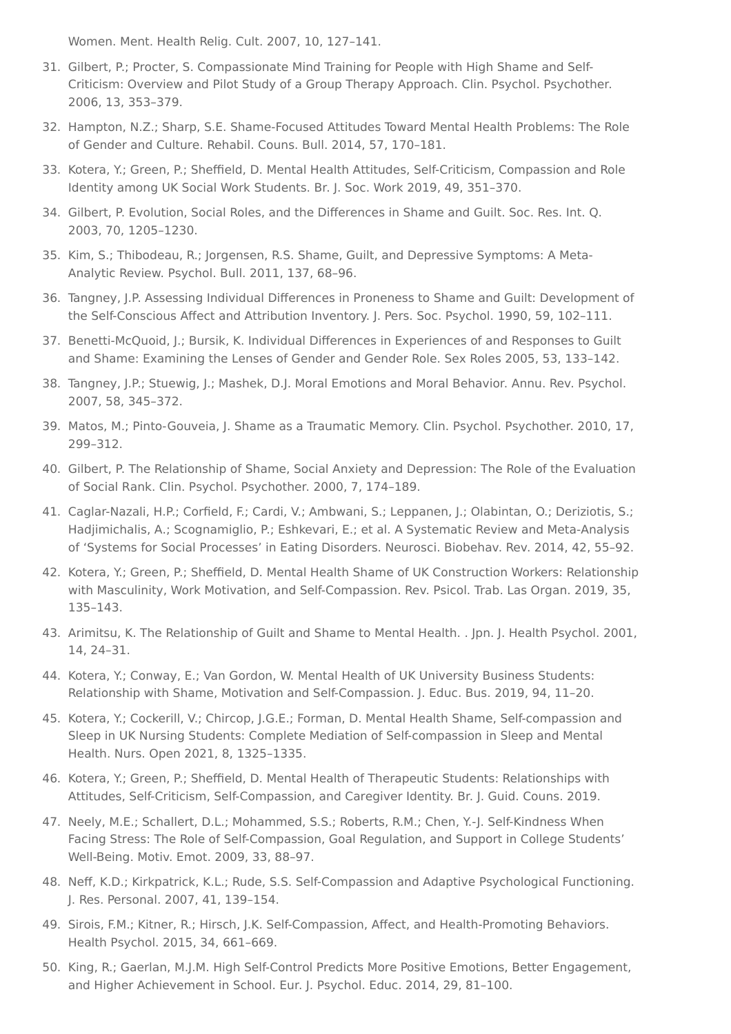Women. Ment. Health Relig. Cult. 2007, 10, 127–141.

31. Gilbert, P.; Procter, S. Compassionate Mind Training for People with High Shame and Self-Criticism: Overview and Pilot Study of a Group Therapy Approach. Clin. Psychol. Psychother. 2006, 13, 353–379.
32. Hampton, N.Z.; Sharp, S.E. Shame-Focused Attitudes Toward Mental Health Problems: The Role of Gender and Culture. Rehabil. Couns. Bull. 2014, 57, 170–181.
33. Kotera, Y.; Green, P.; Sheffield, D. Mental Health Attitudes, Self-Criticism, Compassion and Role Identity among UK Social Work Students. Br. J. Soc. Work 2019, 49, 351–370.
34. Gilbert, P. Evolution, Social Roles, and the Differences in Shame and Guilt. Soc. Res. Int. Q. 2003, 70, 1205–1230.
35. Kim, S.; Thibodeau, R.; Jorgensen, R.S. Shame, Guilt, and Depressive Symptoms: A Meta-Analytic Review. Psychol. Bull. 2011, 137, 68–96.
36. Tangney, J.P. Assessing Individual Differences in Proneness to Shame and Guilt: Development of the Self-Conscious Affect and Attribution Inventory. J. Pers. Soc. Psychol. 1990, 59, 102–111.
37. Benetti-McQuoid, J.; Bursik, K. Individual Differences in Experiences of and Responses to Guilt and Shame: Examining the Lenses of Gender and Gender Role. Sex Roles 2005, 53, 133–142.
38. Tangney, J.P.; Stuewig, J.; Mashek, D.J. Moral Emotions and Moral Behavior. Annu. Rev. Psychol. 2007, 58, 345–372.
39. Matos, M.; Pinto-Gouveia, J. Shame as a Traumatic Memory. Clin. Psychol. Psychother. 2010, 17, 299–312.
40. Gilbert, P. The Relationship of Shame, Social Anxiety and Depression: The Role of the Evaluation of Social Rank. Clin. Psychol. Psychother. 2000, 7, 174–189.
41. Caglar-Nazali, H.P.; Corfield, F.; Cardi, V.; Ambwani, S.; Leppanen, J.; Olabintan, O.; Deriziotis, S.; Hadjimichalis, A.; Scognamiglio, P.; Eshkevari, E.; et al. A Systematic Review and Meta-Analysis of 'Systems for Social Processes' in Eating Disorders. Neurosci. Biobehav. Rev. 2014, 42, 55–92.
42. Kotera, Y.; Green, P.; Sheffield, D. Mental Health Shame of UK Construction Workers: Relationship with Masculinity, Work Motivation, and Self-Compassion. Rev. Psicol. Trab. Las Organ. 2019, 35, 135–143.
43. Arimitsu, K. The Relationship of Guilt and Shame to Mental Health. . Jpn. J. Health Psychol. 2001, 14, 24–31.
44. Kotera, Y.; Conway, E.; Van Gordon, W. Mental Health of UK University Business Students: Relationship with Shame, Motivation and Self-Compassion. J. Educ. Bus. 2019, 94, 11–20.
45. Kotera, Y.; Cockerill, V.; Chircop, J.G.E.; Forman, D. Mental Health Shame, Self-compassion and Sleep in UK Nursing Students: Complete Mediation of Self-compassion in Sleep and Mental Health. Nurs. Open 2021, 8, 1325–1335.
46. Kotera, Y.; Green, P.; Sheffield, D. Mental Health of Therapeutic Students: Relationships with Attitudes, Self-Criticism, Self-Compassion, and Caregiver Identity. Br. J. Guid. Couns. 2019.
47. Neely, M.E.; Schallert, D.L.; Mohammed, S.S.; Roberts, R.M.; Chen, Y.-J. Self-Kindness When Facing Stress: The Role of Self-Compassion, Goal Regulation, and Support in College Students' Well-Being. Motiv. Emot. 2009, 33, 88–97.
48. Neff, K.D.; Kirkpatrick, K.L.; Rude, S.S. Self-Compassion and Adaptive Psychological Functioning. J. Res. Personal. 2007, 41, 139–154.
49. Sirois, F.M.; Kitner, R.; Hirsch, J.K. Self-Compassion, Affect, and Health-Promoting Behaviors. Health Psychol. 2015, 34, 661–669.
50. King, R.; Gaerlan, M.J.M. High Self-Control Predicts More Positive Emotions, Better Engagement, and Higher Achievement in School. Eur. J. Psychol. Educ. 2014, 29, 81–100.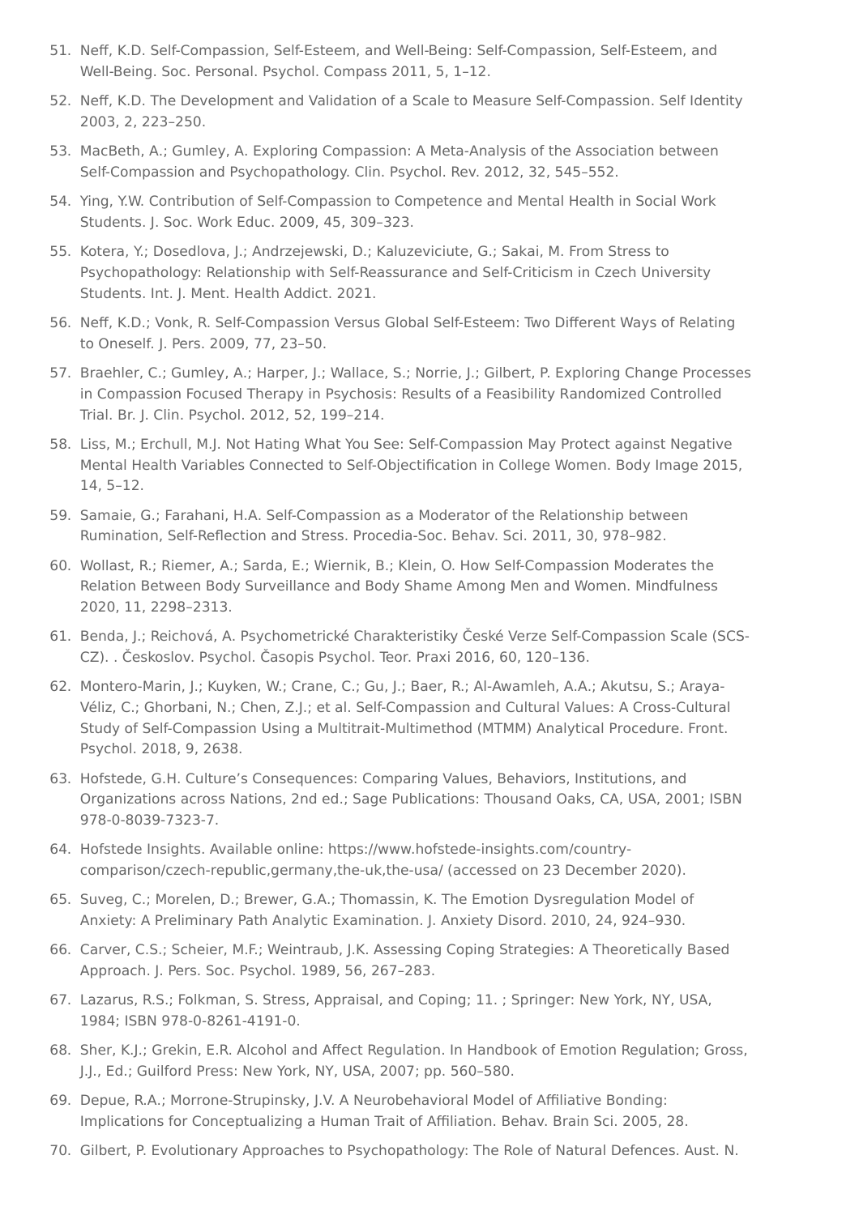51. Neff, K.D. Self-Compassion, Self-Esteem, and Well-Being: Self-Compassion, Self-Esteem, and Well-Being. Soc. Personal. Psychol. Compass 2011, 5, 1–12.
52. Neff, K.D. The Development and Validation of a Scale to Measure Self-Compassion. Self Identity 2003, 2, 223–250.
53. MacBeth, A.; Gumley, A. Exploring Compassion: A Meta-Analysis of the Association between Self-Compassion and Psychopathology. Clin. Psychol. Rev. 2012, 32, 545–552.
54. Ying, Y.W. Contribution of Self-Compassion to Competence and Mental Health in Social Work Students. J. Soc. Work Educ. 2009, 45, 309–323.
55. Kotera, Y.; Dosedlova, J.; Andrzejewski, D.; Kaluzeviciute, G.; Sakai, M. From Stress to Psychopathology: Relationship with Self-Reassurance and Self-Criticism in Czech University Students. Int. J. Ment. Health Addict. 2021.
56. Neff, K.D.; Vonk, R. Self-Compassion Versus Global Self-Esteem: Two Different Ways of Relating to Oneself. J. Pers. 2009, 77, 23–50.
57. Braehler, C.; Gumley, A.; Harper, J.; Wallace, S.; Norrie, J.; Gilbert, P. Exploring Change Processes in Compassion Focused Therapy in Psychosis: Results of a Feasibility Randomized Controlled Trial. Br. J. Clin. Psychol. 2012, 52, 199–214.
58. Liss, M.; Erchull, M.J. Not Hating What You See: Self-Compassion May Protect against Negative Mental Health Variables Connected to Self-Objectification in College Women. Body Image 2015, 14, 5–12.
59. Samaie, G.; Farahani, H.A. Self-Compassion as a Moderator of the Relationship between Rumination, Self-Reflection and Stress. Procedia-Soc. Behav. Sci. 2011, 30, 978–982.
60. Wollast, R.; Riemer, A.; Sarda, E.; Wiernik, B.; Klein, O. How Self-Compassion Moderates the Relation Between Body Surveillance and Body Shame Among Men and Women. Mindfulness 2020, 11, 2298–2313.
61. Benda, J.; Reichová, A. Psychometrické Charakteristiky České Verze Self-Compassion Scale (SCS-CZ). . Českoslov. Psychol. Časopis Psychol. Teor. Praxi 2016, 60, 120–136.
62. Montero-Marin, J.; Kuyken, W.; Crane, C.; Gu, J.; Baer, R.; Al-Awamleh, A.A.; Akutsu, S.; Araya-Véliz, C.; Ghorbani, N.; Chen, Z.J.; et al. Self-Compassion and Cultural Values: A Cross-Cultural Study of Self-Compassion Using a Multitrait-Multimethod (MTMM) Analytical Procedure. Front. Psychol. 2018, 9, 2638.
63. Hofstede, G.H. Culture's Consequences: Comparing Values, Behaviors, Institutions, and Organizations across Nations, 2nd ed.; Sage Publications: Thousand Oaks, CA, USA, 2001; ISBN 978-0-8039-7323-7.
64. Hofstede Insights. Available online: https://www.hofstede-insights.com/country-comparison/czech-republic,germany,the-uk,the-usa/ (accessed on 23 December 2020).
65. Suveg, C.; Morelen, D.; Brewer, G.A.; Thomassin, K. The Emotion Dysregulation Model of Anxiety: A Preliminary Path Analytic Examination. J. Anxiety Disord. 2010, 24, 924–930.
66. Carver, C.S.; Scheier, M.F.; Weintraub, J.K. Assessing Coping Strategies: A Theoretically Based Approach. J. Pers. Soc. Psychol. 1989, 56, 267–283.
67. Lazarus, R.S.; Folkman, S. Stress, Appraisal, and Coping; 11. ; Springer: New York, NY, USA, 1984; ISBN 978-0-8261-4191-0.
68. Sher, K.J.; Grekin, E.R. Alcohol and Affect Regulation. In Handbook of Emotion Regulation; Gross, J.J., Ed.; Guilford Press: New York, NY, USA, 2007; pp. 560–580.
69. Depue, R.A.; Morrone-Strupinsky, J.V. A Neurobehavioral Model of Affiliative Bonding: Implications for Conceptualizing a Human Trait of Affiliation. Behav. Brain Sci. 2005, 28.
70. Gilbert, P. Evolutionary Approaches to Psychopathology: The Role of Natural Defences. Aust. N.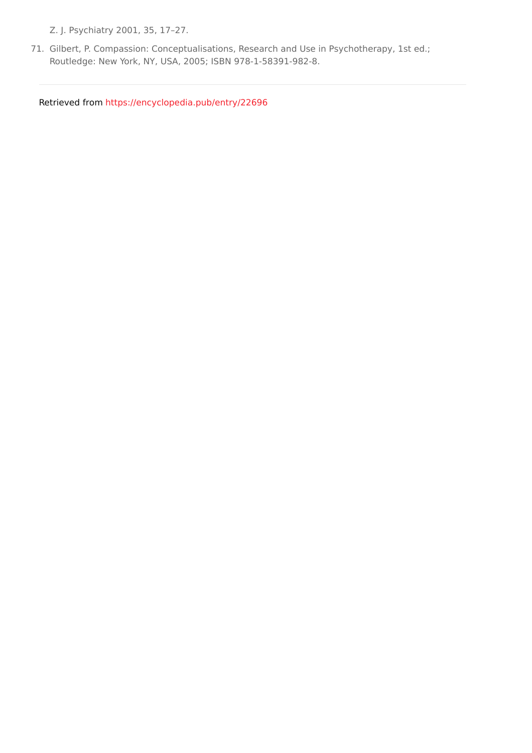Z. J. Psychiatry 2001, 35, 17–27.

71. Gilbert, P. Compassion: Conceptualisations, Research and Use in Psychotherapy, 1st ed.; Routledge: New York, NY, USA, 2005; ISBN 978-1-58391-982-8.

---

Retrieved from https://encyclopedia.pub/entry/22696